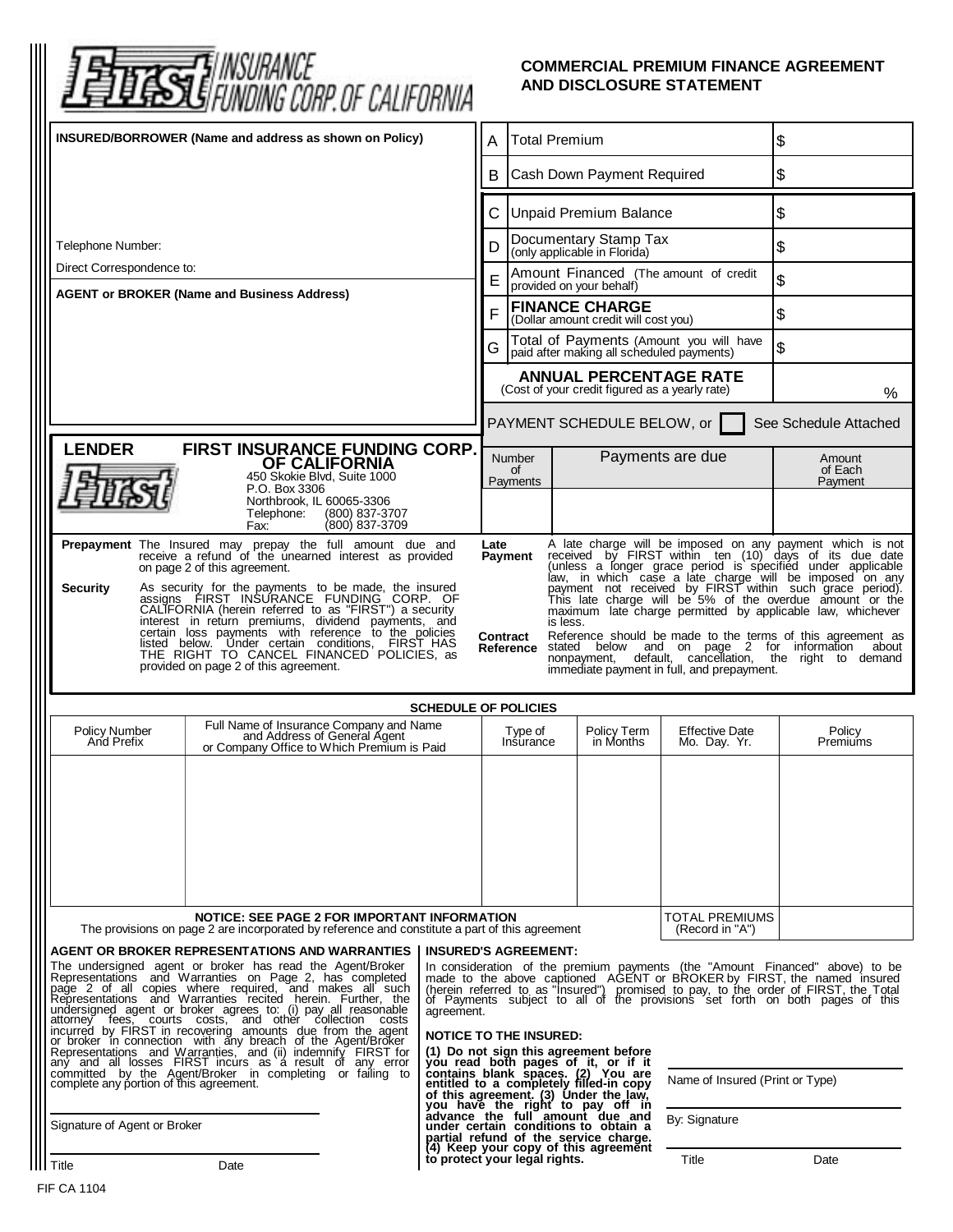# First Insurance Funding Corp. of California

## COMMERCIAL PREMIUM FINANCE AGREEMENT AND DISCLOSURE STATEMENT

**INSURED/BORROWER (Name and address as shown on Policy)**

Telephone Number:

Direct Correspondence to:

**AGENT or BROKER (Name and Business Address)**

| | | |
|---|---|---|
| A | Total Premium | $ |
| B | Cash Down Payment Required | $ |
| C | Unpaid Premium Balance | $ |
| D | Documentary Stamp Tax (only applicable in Florida) | $ |
| E | Amount Financed (The amount of credit provided on your behalf) | $ |
| F | **FINANCE CHARGE** (Dollar amount credit will cost you) | $ |
| G | Total of Payments (Amount you will have paid after making all scheduled payments) | $ |
| | **ANNUAL PERCENTAGE RATE** (Cost of your credit figured as a yearly rate) | % |

PAYMENT SCHEDULE BELOW, or ☐ See Schedule Attached

| Number of Payments | Payments are due | Amount of Each Payment |
|---|---|---|
| | | |

**LENDER** **FIRST INSURANCE FUNDING CORP. OF CALIFORNIA**
450 Skokie Blvd, Suite 1000
P.O. Box 3306
Northbrook, IL 60065-3306
Telephone: (800) 837-3707
Fax: (800) 837-3709

**Prepayment** The Insured may prepay the full amount due and receive a refund of the unearned interest as provided on page 2 of this agreement.

**Security** As security for the payments to be made, the insured assigns FIRST INSURANCE FUNDING CORP. OF CALIFORNIA (herein referred to as "FIRST") a security interest in return premiums, dividend payments, and certain loss payments with reference to the policies listed below. Under certain conditions, FIRST HAS THE RIGHT TO CANCEL FINANCED POLICIES, as provided on page 2 of this agreement.

**Late Payment** A late charge will be imposed on any payment which is not received by FIRST within ten (10) days of its due date (unless a longer grace period is specified under applicable law, in which case a late charge will be imposed on any payment not received by FIRST within such grace period). This late charge will be 5% of the overdue amount or the maximum late charge permitted by applicable law, whichever is less.

**Contract Reference** Reference should be made to the terms of this agreement as stated below and on page 2 for information about nonpayment, default, cancellation, the right to demand immediate payment in full, and prepayment.

### SCHEDULE OF POLICIES

| Policy Number And Prefix | Full Name of Insurance Company and Name and Address of General Agent or Company Office to Which Premium is Paid | Type of Insurance | Policy Term in Months | Effective Date Mo. Day. Yr. | Policy Premiums |
|---|---|---|---|---|---|
| | | | | | |
| | | | | TOTAL PREMIUMS (Record in "A") | |

**NOTICE: SEE PAGE 2 FOR IMPORTANT INFORMATION**
The provisions on page 2 are incorporated by reference and constitute a part of this agreement

**AGENT OR BROKER REPRESENTATIONS AND WARRANTIES**

The undersigned agent or broker has read the Agent/Broker Representations and Warranties on Page 2, has completed page 2 of all copies where required, and makes all such Representations and Warranties recited herein. Further, the undersigned agent or broker agrees to: (i) pay all reasonable attorney fees, courts costs, and other collection costs incurred by FIRST in recovering amounts due from the agent or broker in connection with any breach of the Agent/Broker Representations and Warranties, and (ii) indemnify FIRST for any and all losses FIRST incurs as a result of any error committed by the Agent/Broker in completing or failing to complete any portion of this agreement.

Signature of Agent or Broker

Title Date

**INSURED'S AGREEMENT:**

In consideration of the premium payments (the "Amount Financed" above) to be made to the above captioned AGENT or BROKER by FIRST, the named insured (herein referred to as "Insured") promised to pay, to the order of FIRST, the Total of Payments subject to all of the provisions set forth on both pages of this agreement.

**NOTICE TO THE INSURED:**

**(1) Do not sign this agreement before you read both pages of it, or if it contains blank spaces. (2) You are entitled to a completely filled-in copy of this agreement. (3) Under the law, you have the right to pay off in advance the full amount due and under certain conditions to obtain a partial refund of the service charge. (4) Keep your copy of this agreement to protect your legal rights.**

Name of Insured (Print or Type)

By: Signature

Title Date

FIF CA 1104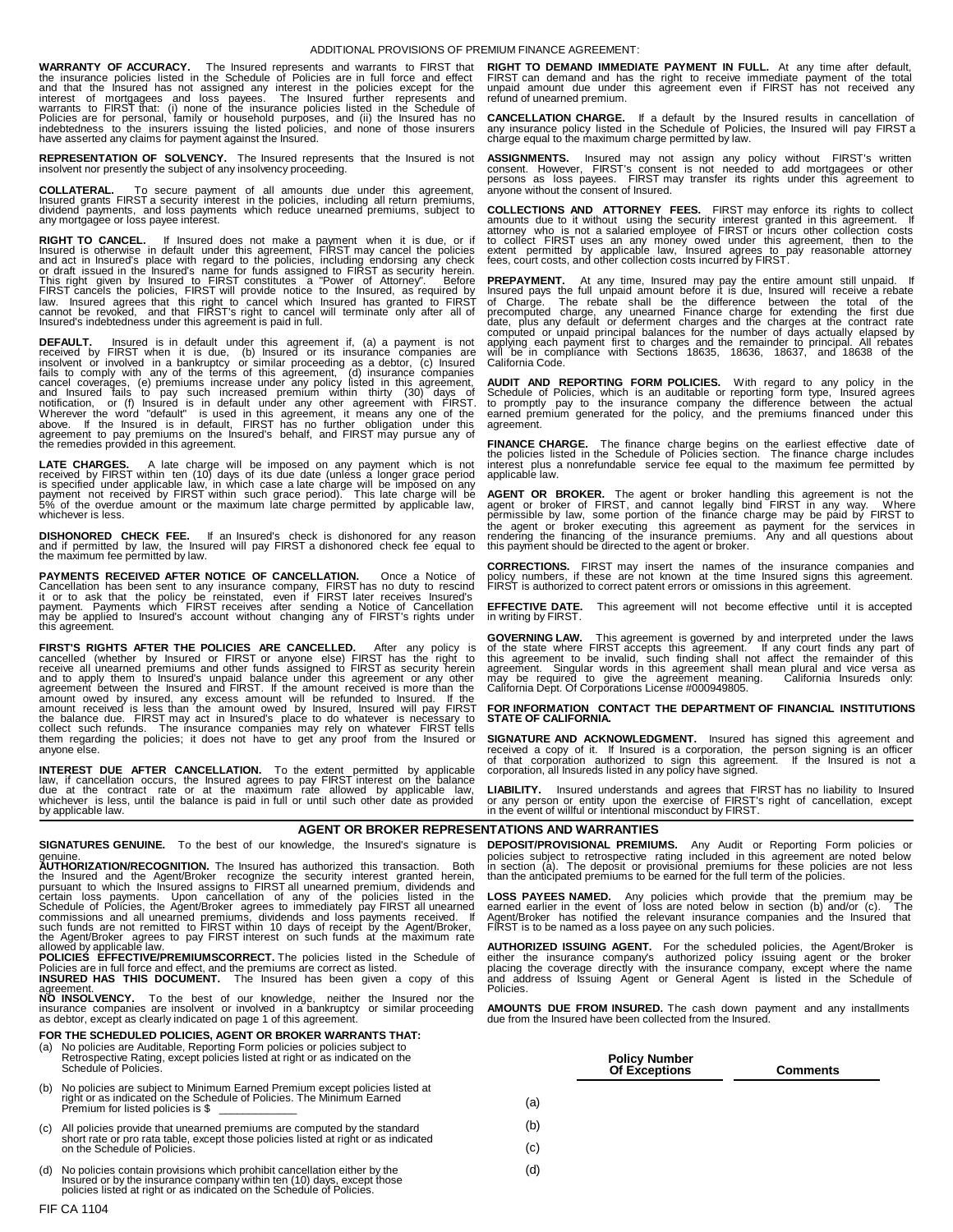ADDITIONAL PROVISIONS OF PREMIUM FINANCE AGREEMENT:

**WARRANTY OF ACCURACY.** The Insured represents and warrants to FIRST that the insurance policies listed in the Schedule of Policies are in full force and effect and that the Insured has not assigned any interest in the policies except for the interest of mortgagees and loss payees. The Insured further represents and warrants to FIRST that: (i) none of the insurance policies listed in the Schedule of Policies are for personal, family or household purposes, and (ii) the Insured has no indebtedness to the insurers issuing the listed policies, and none of those insurers have asserted any claims for payment against the Insured.

**REPRESENTATION OF SOLVENCY.** The Insured represents that the Insured is not insolvent nor presently the subject of any insolvency proceeding.

**COLLATERAL.** To secure payment of all amounts due under this agreement, Insured grants FIRST a security interest in the policies, including all return premiums, dividend payments, and loss payments which reduce unearned premiums, subject to any mortgagee or loss payee interest.

**RIGHT TO CANCEL.** If Insured does not make a payment when it is due, or if Insured is otherwise in default under this agreement, FIRST may cancel the policies and act in Insured's place with regard to the policies, including endorsing any check or draft issued in the Insured's name for funds assigned to FIRST as security herein. This right given by Insured to FIRST constitutes a "Power of Attorney". Before FIRST cancels the policies, FIRST will provide notice to the Insured, as required by law. Insured agrees that this right to cancel which Insured has granted to FIRST cannot be revoked, and that FIRST's right to cancel will terminate only after all of Insured's indebtedness under this agreement is paid in full.

**DEFAULT.** Insured is in default under this agreement if, (a) a payment is not received by FIRST when it is due, (b) Insured or its insurance companies are insolvent or involved in a bankruptcy or similar proceeding as a debtor, (c) Insured fails to comply with any of the terms of this agreement, (d) insurance companies cancel coverages, (e) premiums increase under any policy listed in this agreement, and Insured fails to pay such increased premium within thirty (30) days of notification, or (f) Insured is in default under any other agreement with FIRST. Wherever the word "default" is used in this agreement, it means any one of the above. If the Insured is in default, FIRST has no further obligation under this agreement to pay premiums on the Insured's behalf, and FIRST may pursue any of the remedies provided in this agreement.

**LATE CHARGES.** A late charge will be imposed on any payment which is not received by FIRST within ten (10) days of its due date (unless a longer grace period is specified under applicable law, in which case a late charge will be imposed on any payment not received by FIRST within such grace period). This late charge will be 5% of the overdue amount or the maximum late charge permitted by applicable law, whichever is less.

**DISHONORED CHECK FEE.** If an Insured's check is dishonored for any reason and if permitted by law, the Insured will pay FIRST a dishonored check fee equal to the maximum fee permitted by law.

**PAYMENTS RECEIVED AFTER NOTICE OF CANCELLATION.** Once a Notice of Cancellation has been sent to any insurance company, FIRST has no duty to rescind it or to ask that the policy be reinstated, even if FIRST later receives Insured's payment. Payments which FIRST receives after sending a Notice of Cancellation may be applied to Insured's account without changing any of FIRST's rights under this agreement.

**FIRST'S RIGHTS AFTER THE POLICIES ARE CANCELLED.** After any policy is cancelled (whether by Insured or FIRST or anyone else) FIRST has the right to receive all unearned premiums and other funds assigned to FIRST as security herein and to apply them to Insured's unpaid balance under this agreement or any other agreement between the Insured and FIRST. If the amount received is more than the amount owed by insured, any excess amount will be refunded to Insured. If the amount received is less than the amount owed by Insured, Insured will pay FIRST the balance due. FIRST may act in Insured's place to do whatever is necessary to collect such refunds. The insurance companies may rely on whatever FIRST tells them regarding the policies; it does not have to get any proof from the Insured or anyone else.

**INTEREST DUE AFTER CANCELLATION.** To the extent permitted by applicable law, if cancellation occurs, the Insured agrees to pay FIRST interest on the balance due at the contract rate or at the maximum rate allowed by applicable law, whichever is less, until the balance is paid in full or until such other date as provided by applicable law.

**RIGHT TO DEMAND IMMEDIATE PAYMENT IN FULL.** At any time after default, FIRST can demand and has the right to receive immediate payment of the total unpaid amount due under this agreement even if FIRST has not received any refund of unearned premium.

**CANCELLATION CHARGE.** If a default by the Insured results in cancellation of any insurance policy listed in the Schedule of Policies, the Insured will pay FIRST a charge equal to the maximum charge permitted by law.

**ASSIGNMENTS.** Insured may not assign any policy without FIRST's written consent. However, FIRST's consent is not needed to add mortgagees or other persons as loss payees. FIRST may transfer its rights under this agreement to anyone without the consent of Insured.

**COLLECTIONS AND ATTORNEY FEES.** FIRST may enforce its rights to collect amounts due to it without using the security interest granted in this agreement. If attorney who is not a salaried employee of FIRST or incurs other collection costs to collect FIRST uses an any money owed under this agreement, then to the extent permitted by applicable law, Insured agrees to pay reasonable attorney fees, court costs, and other collection costs incurred by FIRST.

**PREPAYMENT.** At any time, Insured may pay the entire amount still unpaid. If Insured pays the full unpaid amount before it is due, Insured will receive a rebate of Charge. The rebate shall be the difference between the total of the precomputed charge, any unearned Finance charge for extending the first due date, plus any default or deferment charges and the charges at the contract rate computed or unpaid principal balances for the number of days actually elapsed by applying each payment first to charges and the remainder to principal. All rebates will be in compliance with Sections 18635, 18636, 18637, and 18638 of the California Code.

**AUDIT AND REPORTING FORM POLICIES.** With regard to any policy in the Schedule of Policies, which is an auditable or reporting form type, Insured agrees to promptly pay to the insurance company the difference between the actual earned premium generated for the policy, and the premiums financed under this agreement.

**FINANCE CHARGE.** The finance charge begins on the earliest effective date of the policies listed in the Schedule of Policies section. The finance charge includes interest plus a nonrefundable service fee equal to the maximum fee permitted by applicable law.

**AGENT OR BROKER.** The agent or broker handling this agreement is not the agent or broker of FIRST, and cannot legally bind FIRST in any way. Where permissible by law, some portion of the finance charge may be paid by FIRST to the agent or broker executing this agreement as payment for the services in rendering the financing of the insurance premiums. Any and all questions about this payment should be directed to the agent or broker.

**CORRECTIONS.** FIRST may insert the names of the insurance companies and policy numbers, if these are not known at the time Insured signs this agreement. FIRST is authorized to correct patent errors or omissions in this agreement.

**EFFECTIVE DATE.** This agreement will not become effective until it is accepted in writing by FIRST.

**GOVERNING LAW.** This agreement is governed by and interpreted under the laws of the state where FIRST accepts this agreement. If any court finds any part of this agreement to be invalid, such finding shall not affect the remainder of this agreement. Singular words in this agreement shall mean plural and vice versa as may be required to give the agreement meaning. California Insureds only: California Dept. Of Corporations License #000949805.

**FOR INFORMATION CONTACT THE DEPARTMENT OF FINANCIAL INSTITUTIONS STATE OF CALIFORNIA.**

**SIGNATURE AND ACKNOWLEDGMENT.** Insured has signed this agreement and received a copy of it. If Insured is a corporation, the person signing is an officer of that corporation authorized to sign this agreement. If the Insured is not a corporation, all Insureds listed in any policy have signed.

**LIABILITY.** Insured understands and agrees that FIRST has no liability to Insured or any person or entity upon the exercise of FIRST's right of cancellation, except in the event of willful or intentional misconduct by FIRST.

## AGENT OR BROKER REPRESENTATIONS AND WARRANTIES

**SIGNATURES GENUINE.** To the best of our knowledge, the Insured's signature is genuine.

**AUTHORIZATION/RECOGNITION.** The Insured has authorized this transaction. Both the Insured and the Agent/Broker recognize the security interest granted herein, pursuant to which the Insured assigns to FIRST all unearned premium, dividends and certain loss payments. Upon cancellation of any of the policies listed in the Schedule of Policies, the Agent/Broker agrees to immediately pay FIRST all unearned commissions and all unearned premiums, dividends and loss payments received. If such funds are not remitted to FIRST within 10 days of receipt by the Agent/Broker, the Agent/Broker agrees to pay FIRST interest on such funds at the maximum rate allowed by applicable law.

**POLICIES EFFECTIVE/PREMIUMSCORRECT.** The policies listed in the Schedule of Policies are in full force and effect, and the premiums are correct as listed.

**INSURED HAS THIS DOCUMENT.** The Insured has been given a copy of this agreement.

**NO INSOLVENCY.** To the best of our knowledge, neither the Insured nor the insurance companies are insolvent or involved in a bankruptcy or similar proceeding as debtor, except as clearly indicated on page 1 of this agreement.

**FOR THE SCHEDULED POLICIES, AGENT OR BROKER WARRANTS THAT:**

(a) No policies are Auditable, Reporting Form policies or policies subject to Retrospective Rating, except policies listed at right or as indicated on the Schedule of Policies.

(b) No policies are subject to Minimum Earned Premium except policies listed at right or as indicated on the Schedule of Policies. The Minimum Earned Premium for listed policies is $ ____________

(c) All policies provide that unearned premiums are computed by the standard short rate or pro rata table, except those policies listed at right or as indicated on the Schedule of Policies.

(d) No policies contain provisions which prohibit cancellation either by the Insured or by the insurance company within ten (10) days, except those policies listed at right or as indicated on the Schedule of Policies.

**DEPOSIT/PROVISIONAL PREMIUMS.** Any Audit or Reporting Form policies or policies subject to retrospective rating included in this agreement are noted below in section (a). The deposit or provisional premiums for these policies are not less than the anticipated premiums to be earned for the full term of the policies.

**LOSS PAYEES NAMED.** Any policies which provide that the premium may be earned earlier in the event of loss are noted below in section (b) and/or (c). The Agent/Broker has notified the relevant insurance companies and the Insured that FIRST is to be named as a loss payee on any such policies.

**AUTHORIZED ISSUING AGENT.** For the scheduled policies, the Agent/Broker is either the insurance company's authorized policy issuing agent or the broker placing the coverage directly with the insurance company, except where the name and address of Issuing Agent or General Agent is listed in the Schedule of Policies.

**AMOUNTS DUE FROM INSURED.** The cash down payment and any installments due from the Insured have been collected from the Insured.

| | Policy Number Of Exceptions | Comments |
|---|---|---|
| (a) | | |
| (b) | | |
| (c) | | |
| (d) | | |

FIF CA 1104